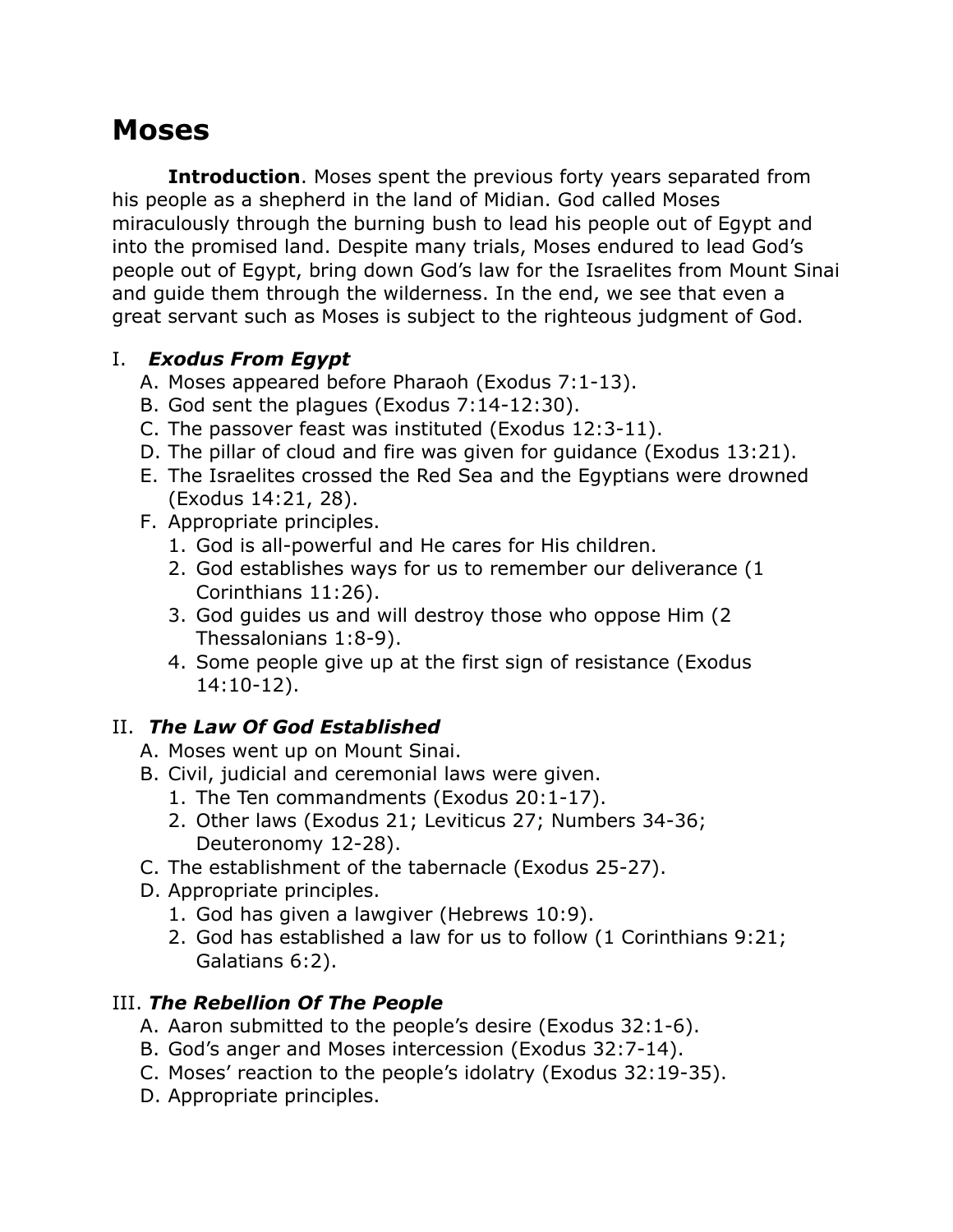# Moses

**Introduction**. Moses spent the previous forty years separated from his people as a shepherd in the land of Midian. God called Moses miraculously through the burning bush to lead his people out of Egypt and into the promised land. Despite many trials, Moses endured to lead God's people out of Egypt, bring down God's law for the Israelites from Mount Sinai and guide them through the wilderness. In the end, we see that even a great servant such as Moses is subject to the righteous judgment of God.

I. ***Exodus From Egypt***

   A. Moses appeared before Pharaoh (Exodus 7:1-13).
   B. God sent the plagues (Exodus 7:14-12:30).
   C. The passover feast was instituted (Exodus 12:3-11).
   D. The pillar of cloud and fire was given for guidance (Exodus 13:21).
   E. The Israelites crossed the Red Sea and the Egyptians were drowned (Exodus 14:21, 28).
   F. Appropriate principles.
      1. God is all-powerful and He cares for His children.
      2. God establishes ways for us to remember our deliverance (1 Corinthians 11:26).
      3. God guides us and will destroy those who oppose Him (2 Thessalonians 1:8-9).
      4. Some people give up at the first sign of resistance (Exodus 14:10-12).

II. ***The Law Of God Established***

   A. Moses went up on Mount Sinai.
   B. Civil, judicial and ceremonial laws were given.
      1. The Ten commandments (Exodus 20:1-17).
      2. Other laws (Exodus 21; Leviticus 27; Numbers 34-36; Deuteronomy 12-28).
   C. The establishment of the tabernacle (Exodus 25-27).
   D. Appropriate principles.
      1. God has given a lawgiver (Hebrews 10:9).
      2. God has established a law for us to follow (1 Corinthians 9:21; Galatians 6:2).

III. ***The Rebellion Of The People***

   A. Aaron submitted to the people's desire (Exodus 32:1-6).
   B. God's anger and Moses intercession (Exodus 32:7-14).
   C. Moses' reaction to the people's idolatry (Exodus 32:19-35).
   D. Appropriate principles.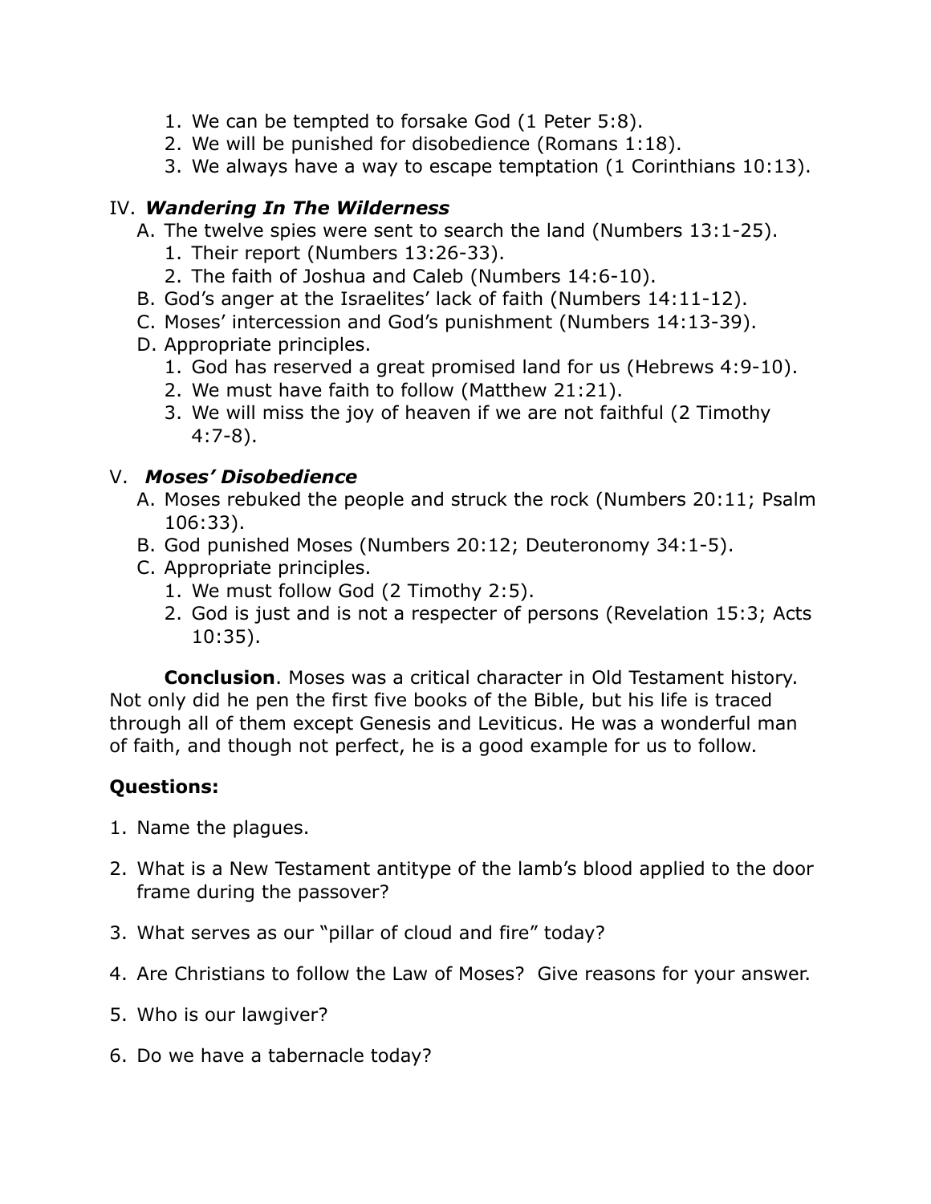1. We can be tempted to forsake God (1 Peter 5:8).
2. We will be punished for disobedience (Romans 1:18).
3. We always have a way to escape temptation (1 Corinthians 10:13).

IV. ***Wandering In The Wilderness***

A. The twelve spies were sent to search the land (Numbers 13:1-25).
   1. Their report (Numbers 13:26-33).
   2. The faith of Joshua and Caleb (Numbers 14:6-10).

B. God's anger at the Israelites' lack of faith (Numbers 14:11-12).

C. Moses' intercession and God's punishment (Numbers 14:13-39).

D. Appropriate principles.
   1. God has reserved a great promised land for us (Hebrews 4:9-10).
   2. We must have faith to follow (Matthew 21:21).
   3. We will miss the joy of heaven if we are not faithful (2 Timothy 4:7-8).

V. ***Moses' Disobedience***

A. Moses rebuked the people and struck the rock (Numbers 20:11; Psalm 106:33).

B. God punished Moses (Numbers 20:12; Deuteronomy 34:1-5).

C. Appropriate principles.
   1. We must follow God (2 Timothy 2:5).
   2. God is just and is not a respecter of persons (Revelation 15:3; Acts 10:35).

**Conclusion**. Moses was a critical character in Old Testament history. Not only did he pen the first five books of the Bible, but his life is traced through all of them except Genesis and Leviticus. He was a wonderful man of faith, and though not perfect, he is a good example for us to follow.

**Questions:**

1. Name the plagues.
2. What is a New Testament antitype of the lamb's blood applied to the door frame during the passover?
3. What serves as our "pillar of cloud and fire" today?
4. Are Christians to follow the Law of Moses? Give reasons for your answer.
5. Who is our lawgiver?
6. Do we have a tabernacle today?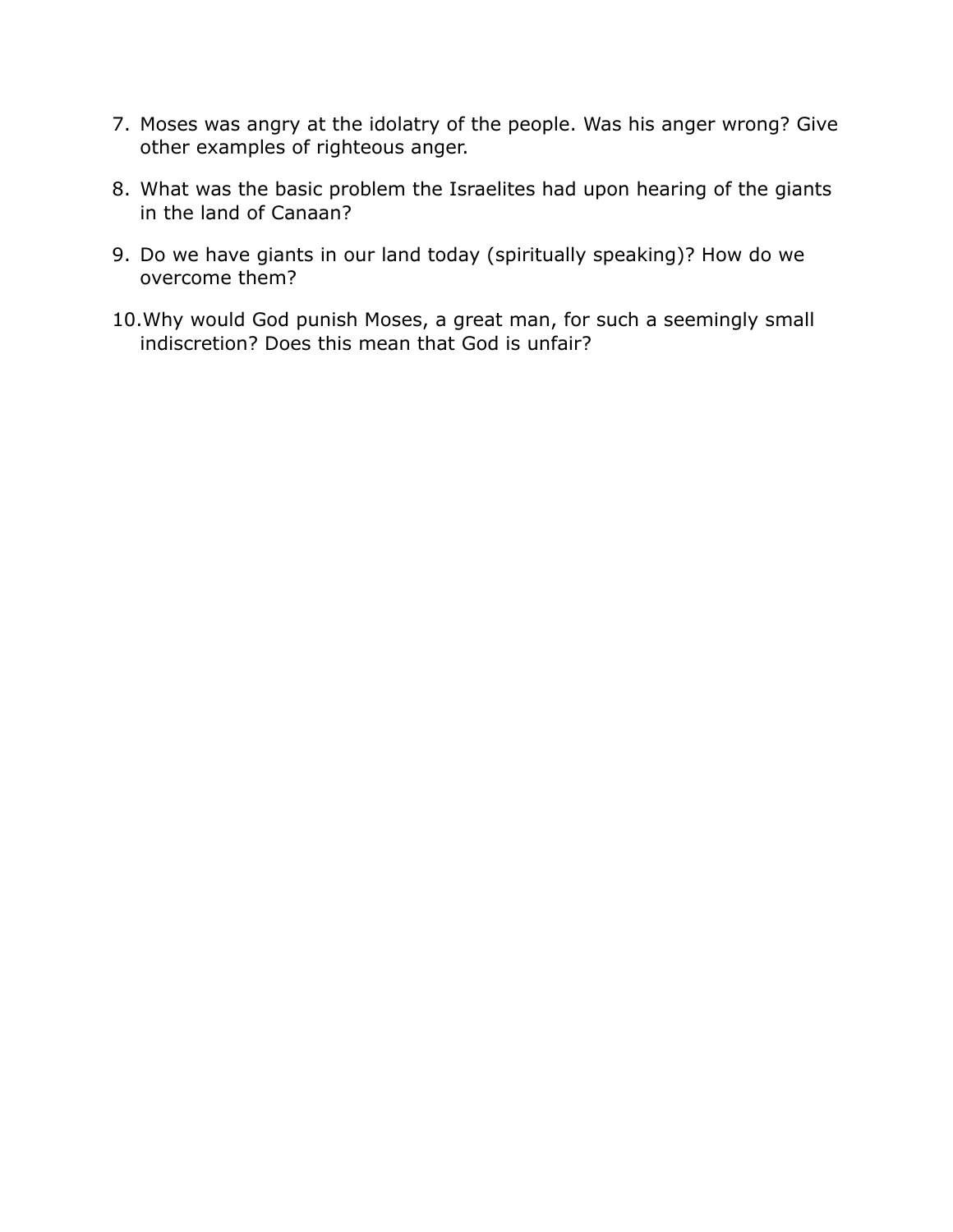7. Moses was angry at the idolatry of the people. Was his anger wrong? Give other examples of righteous anger.

8. What was the basic problem the Israelites had upon hearing of the giants in the land of Canaan?

9. Do we have giants in our land today (spiritually speaking)? How do we overcome them?

10. Why would God punish Moses, a great man, for such a seemingly small indiscretion? Does this mean that God is unfair?